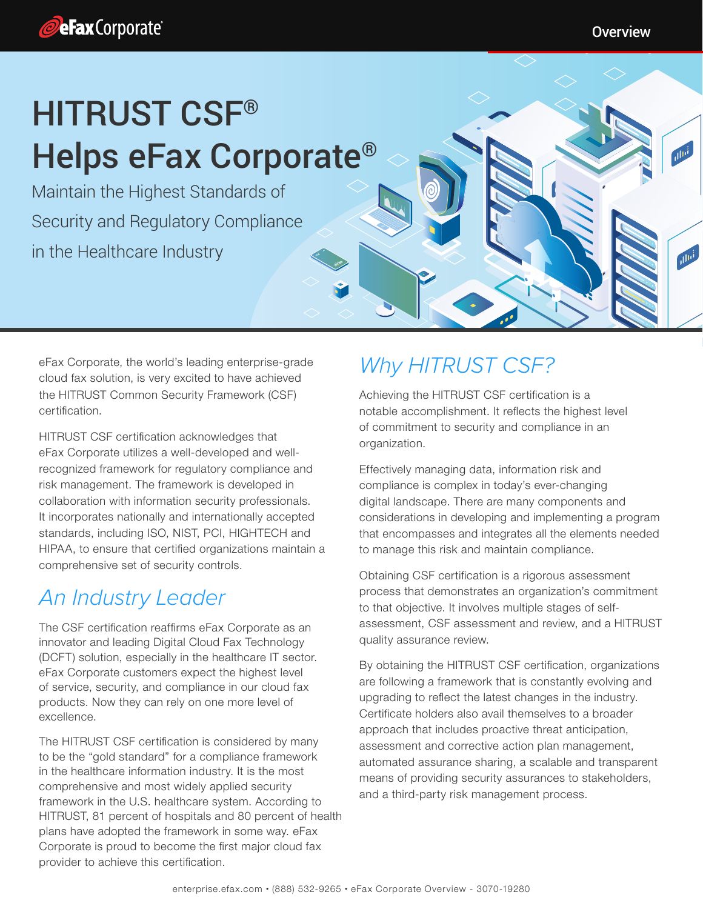# HITRUST CSF® Helps eFax Corporate®

## Maintain the Highest Standards of Security and Regulatory Compliance in the Healthcare Industry

eFax Corporate, the world's leading enterprise-grade cloud fax solution, is very excited to have achieved the HITRUST Common Security Framework (CSF) certification.

HITRUST CSF certification acknowledges that eFax Corporate utilizes a well-developed and well-recognized framework for regulatory compliance and risk management. The framework is developed in collaboration with information security professionals. It incorporates nationally and internationally accepted standards, including ISO, NIST, PCI, HIGHTECH and HIPAA, to ensure that certified organizations maintain a comprehensive set of security controls.

## *An Industry Leader*

The CSF certification reaffirms eFax Corporate as an innovator and leading Digital Cloud Fax Technology (DCFT) solution, especially in the healthcare IT sector. eFax Corporate customers expect the highest level of service, security, and compliance in our cloud fax products. Now they can rely on one more level of excellence.

The HITRUST CSF certification is considered by many to be the "gold standard" for a compliance framework in the healthcare information industry. It is the most comprehensive and most widely applied security framework in the U.S. healthcare system. According to HITRUST, 81 percent of hospitals and 80 percent of health plans have adopted the framework in some way. eFax Corporate is proud to become the first major cloud fax provider to achieve this certification.

## *Why HITRUST CSF?*

Achieving the HITRUST CSF certification is a notable accomplishment. It reflects the highest level of commitment to security and compliance in an organization.

Effectively managing data, information risk and compliance is complex in today's ever-changing digital landscape. There are many components and considerations in developing and implementing a program that encompasses and integrates all the elements needed to manage this risk and maintain compliance.

Obtaining CSF certification is a rigorous assessment process that demonstrates an organization's commitment to that objective. It involves multiple stages of self-assessment, CSF assessment and review, and a HITRUST quality assurance review.

By obtaining the HITRUST CSF certification, organizations are following a framework that is constantly evolving and upgrading to reflect the latest changes in the industry. Certificate holders also avail themselves to a broader approach that includes proactive threat anticipation, assessment and corrective action plan management, automated assurance sharing, a scalable and transparent means of providing security assurances to stakeholders, and a third-party risk management process.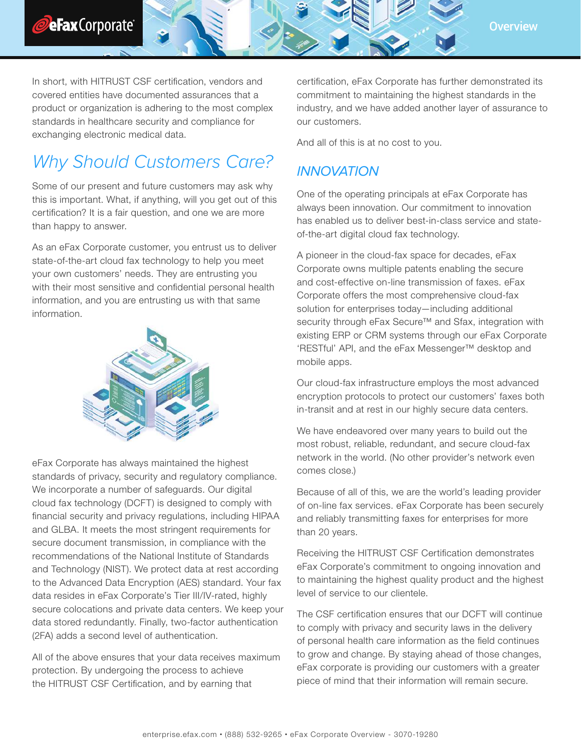In short, with HITRUST CSF certification, vendors and covered entities have documented assurances that a product or organization is adhering to the most complex standards in healthcare security and compliance for exchanging electronic medical data.

## *Why Should Customers Care?*

Some of our present and future customers may ask why this is important. What, if anything, will you get out of this certification? It is a fair question, and one we are more than happy to answer.

As an eFax Corporate customer, you entrust us to deliver state-of-the-art cloud fax technology to help you meet your own customers' needs. They are entrusting you with their most sensitive and confidential personal health information, and you are entrusting us with that same information.

eFax Corporate has always maintained the highest standards of privacy, security and regulatory compliance. We incorporate a number of safeguards. Our digital cloud fax technology (DCFT) is designed to comply with financial security and privacy regulations, including HIPAA and GLBA. It meets the most stringent requirements for secure document transmission, in compliance with the recommendations of the National Institute of Standards and Technology (NIST). We protect data at rest according to the Advanced Data Encryption (AES) standard. Your fax data resides in eFax Corporate's Tier III/IV-rated, highly secure colocations and private data centers. We keep your data stored redundantly. Finally, two-factor authentication (2FA) adds a second level of authentication.

All of the above ensures that your data receives maximum protection. By undergoing the process to achieve the HITRUST CSF Certification, and by earning that certification, eFax Corporate has further demonstrated its commitment to maintaining the highest standards in the industry, and we have added another layer of assurance to our customers.

And all of this is at no cost to you.

### *INNOVATION*

One of the operating principals at eFax Corporate has always been innovation. Our commitment to innovation has enabled us to deliver best-in-class service and state-of-the-art digital cloud fax technology.

A pioneer in the cloud-fax space for decades, eFax Corporate owns multiple patents enabling the secure and cost-effective on-line transmission of faxes. eFax Corporate offers the most comprehensive cloud-fax solution for enterprises today—including additional security through eFax Secure™ and Sfax, integration with existing ERP or CRM systems through our eFax Corporate 'RESTful' API, and the eFax Messenger™ desktop and mobile apps.

Our cloud-fax infrastructure employs the most advanced encryption protocols to protect our customers' faxes both in-transit and at rest in our highly secure data centers.

We have endeavored over many years to build out the most robust, reliable, redundant, and secure cloud-fax network in the world. (No other provider's network even comes close.)

Because of all of this, we are the world's leading provider of on-line fax services. eFax Corporate has been securely and reliably transmitting faxes for enterprises for more than 20 years.

Receiving the HITRUST CSF Certification demonstrates eFax Corporate's commitment to ongoing innovation and to maintaining the highest quality product and the highest level of service to our clientele.

The CSF certification ensures that our DCFT will continue to comply with privacy and security laws in the delivery of personal health care information as the field continues to grow and change. By staying ahead of those changes, eFax corporate is providing our customers with a greater piece of mind that their information will remain secure.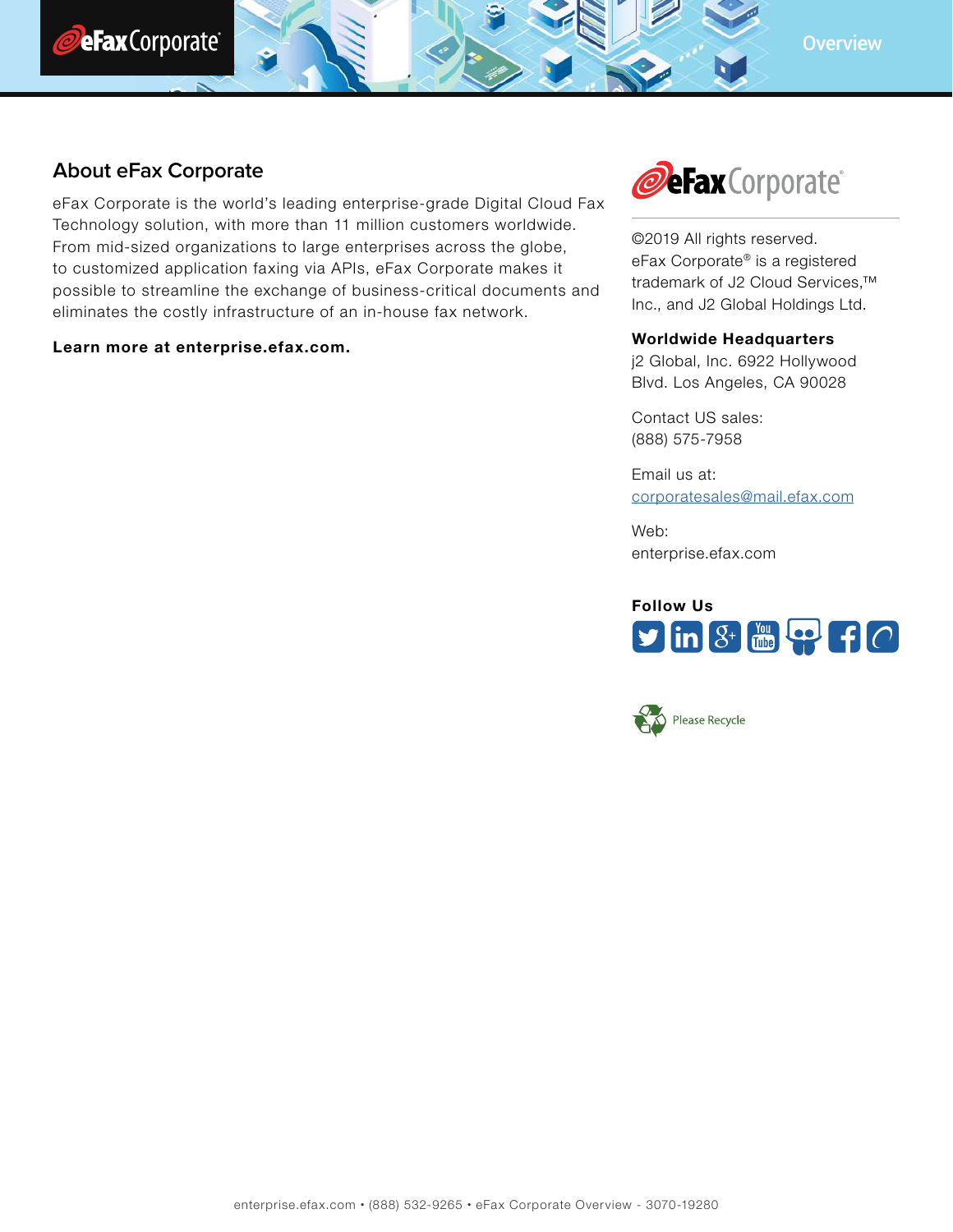## About eFax Corporate

eFax Corporate is the world's leading enterprise-grade Digital Cloud Fax Technology solution, with more than 11 million customers worldwide. From mid-sized organizations to large enterprises across the globe, to customized application faxing via APIs, eFax Corporate makes it possible to streamline the exchange of business-critical documents and eliminates the costly infrastructure of an in-house fax network.

**Learn more at enterprise.efax.com.**

©2019 All rights reserved. eFax Corporate® is a registered trademark of J2 Cloud Services,™ Inc., and J2 Global Holdings Ltd.

**Worldwide Headquarters**
j2 Global, Inc. 6922 Hollywood Blvd. Los Angeles, CA 90028

Contact US sales:
(888) 575-7958

Email us at:
corporatesales@mail.efax.com

Web:
enterprise.efax.com

**Follow Us**

Please Recycle

enterprise.efax.com • (888) 532-9265 • eFax Corporate Overview - 3070-19280